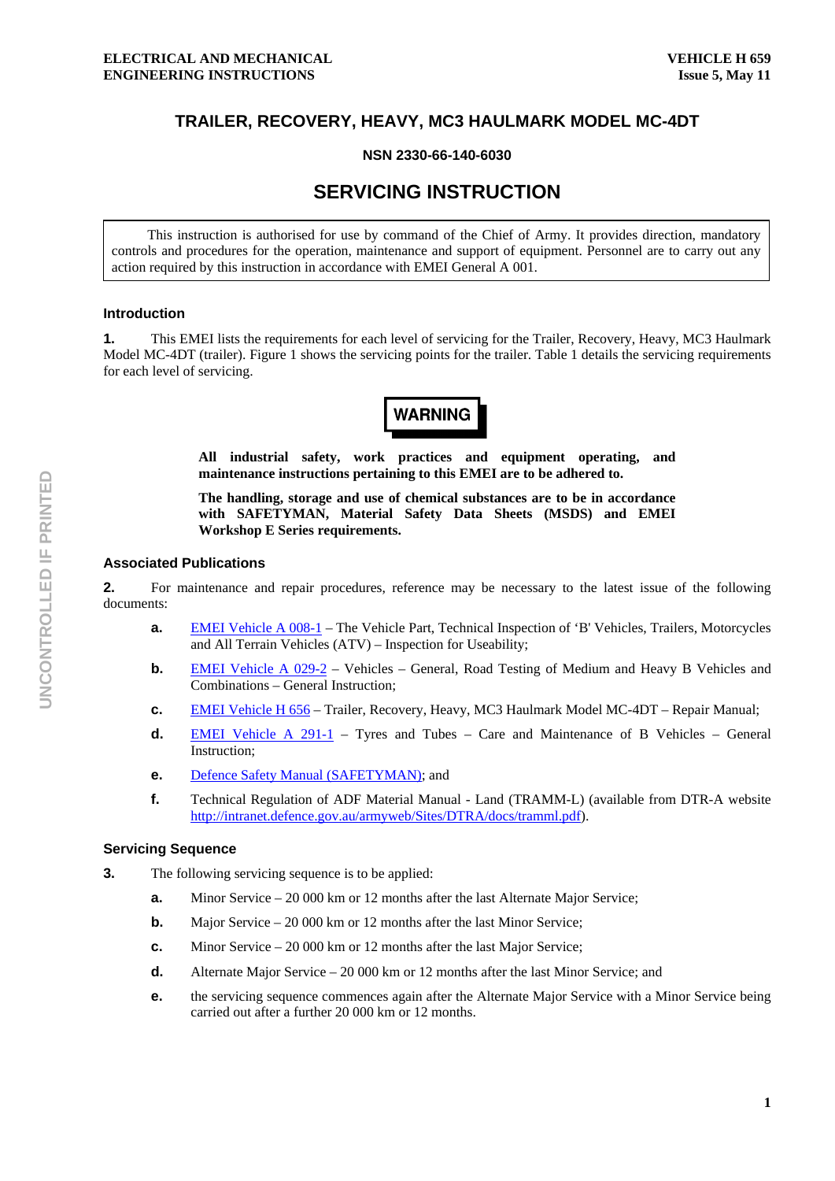# TRAILER, RECOVERY, HEAVY, MC3 HAULMARK MODEL MC-4DT

**NSN 2330-66-140-6030**

## SERVICING INSTRUCTION

This instruction is authorised for use by command of the Chief of Army. It provides direction, mandatory controls and procedures for the operation, maintenance and support of equipment. Personnel are to carry out any action required by this instruction in accordance with EMEI General A 001.

### Introduction

**1.** This EMEI lists the requirements for each level of servicing for the Trailer, Recovery, Heavy, MC3 Haulmark Model MC-4DT (trailer). Figure 1 shows the servicing points for the trailer. Table 1 details the servicing requirements for each level of servicing.

**WARNING**

**All industrial safety, work practices and equipment operating, and maintenance instructions pertaining to this EMEI are to be adhered to.**

**The handling, storage and use of chemical substances are to be in accordance with SAFETYMAN, Material Safety Data Sheets (MSDS) and EMEI Workshop E Series requirements.**

### Associated Publications

**2.** For maintenance and repair procedures, reference may be necessary to the latest issue of the following documents:

- **a.** EMEI Vehicle A 008-1 – The Vehicle Part, Technical Inspection of 'B' Vehicles, Trailers, Motorcycles and All Terrain Vehicles (ATV) – Inspection for Useability;
- **b.** EMEI Vehicle A 029-2 – Vehicles – General, Road Testing of Medium and Heavy B Vehicles and Combinations – General Instruction;
- **c.** EMEI Vehicle H 656 – Trailer, Recovery, Heavy, MC3 Haulmark Model MC-4DT – Repair Manual;
- **d.** EMEI Vehicle A 291-1 – Tyres and Tubes – Care and Maintenance of B Vehicles – General Instruction;
- **e.** Defence Safety Manual (SAFETYMAN); and
- **f.** Technical Regulation of ADF Material Manual - Land (TRAMM-L) (available from DTR-A website http://intranet.defence.gov.au/armyweb/Sites/DTRA/docs/tramml.pdf).

### Servicing Sequence

**3.** The following servicing sequence is to be applied:

- **a.** Minor Service – 20 000 km or 12 months after the last Alternate Major Service;
- **b.** Major Service – 20 000 km or 12 months after the last Minor Service;
- **c.** Minor Service – 20 000 km or 12 months after the last Major Service;
- **d.** Alternate Major Service – 20 000 km or 12 months after the last Minor Service; and
- **e.** the servicing sequence commences again after the Alternate Major Service with a Minor Service being carried out after a further 20 000 km or 12 months.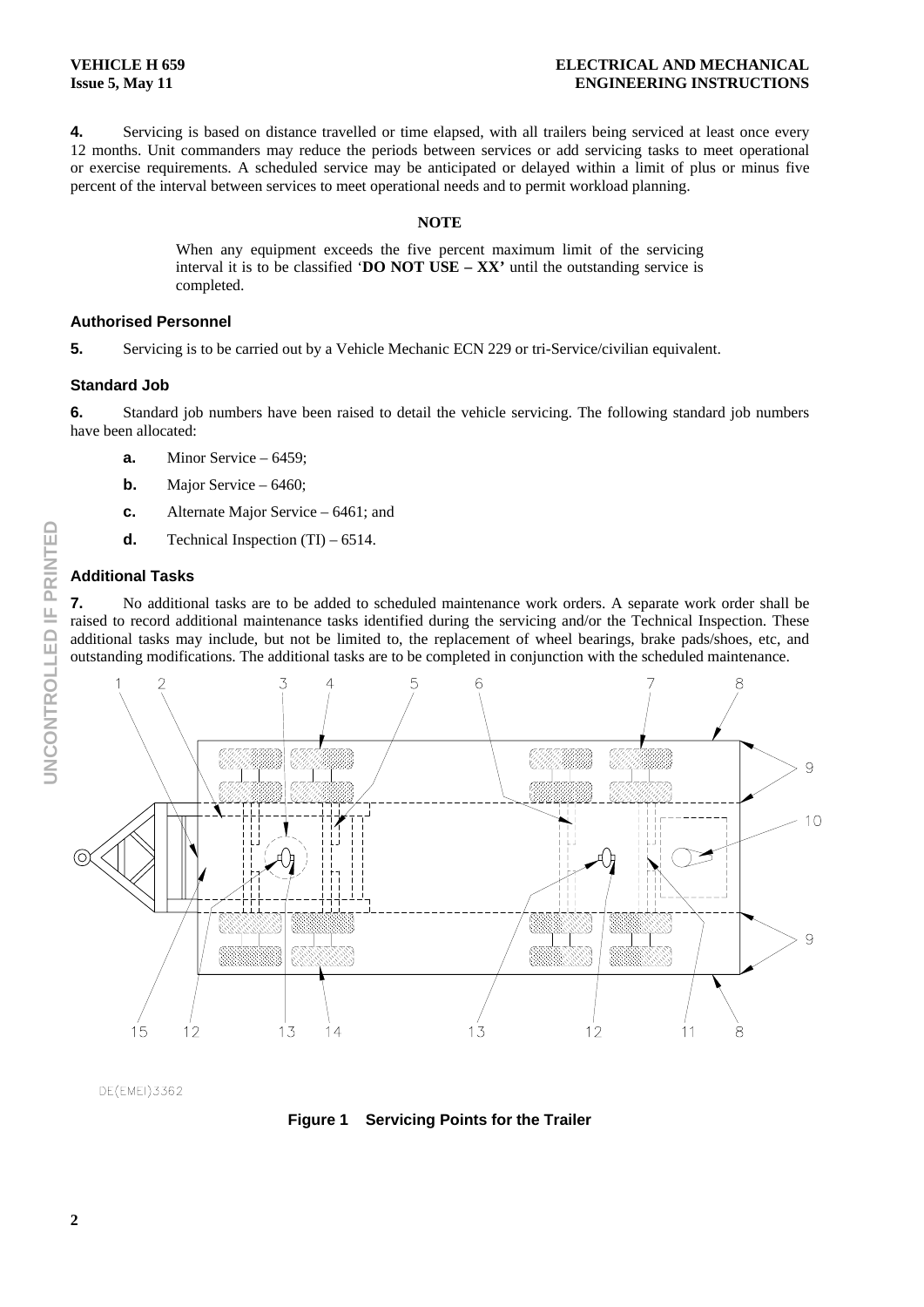**4.** Servicing is based on distance travelled or time elapsed, with all trailers being serviced at least once every 12 months. Unit commanders may reduce the periods between services or add servicing tasks to meet operational or exercise requirements. A scheduled service may be anticipated or delayed within a limit of plus or minus five percent of the interval between services to meet operational needs and to permit workload planning.

**NOTE**

When any equipment exceeds the five percent maximum limit of the servicing interval it is to be classified '**DO NOT USE – XX'** until the outstanding service is completed.

### Authorised Personnel

**5.** Servicing is to be carried out by a Vehicle Mechanic ECN 229 or tri-Service/civilian equivalent.

### Standard Job

**6.** Standard job numbers have been raised to detail the vehicle servicing. The following standard job numbers have been allocated:

- **a.** Minor Service – 6459;
- **b.** Major Service – 6460;
- **c.** Alternate Major Service – 6461; and
- **d.** Technical Inspection (TI) – 6514.

### Additional Tasks

**7.** No additional tasks are to be added to scheduled maintenance work orders. A separate work order shall be raised to record additional maintenance tasks identified during the servicing and/or the Technical Inspection. These additional tasks may include, but not be limited to, the replacement of wheel bearings, brake pads/shoes, etc, and outstanding modifications. The additional tasks are to be completed in conjunction with the scheduled maintenance.

DE(EMEI)3362

**Figure 1 Servicing Points for the Trailer**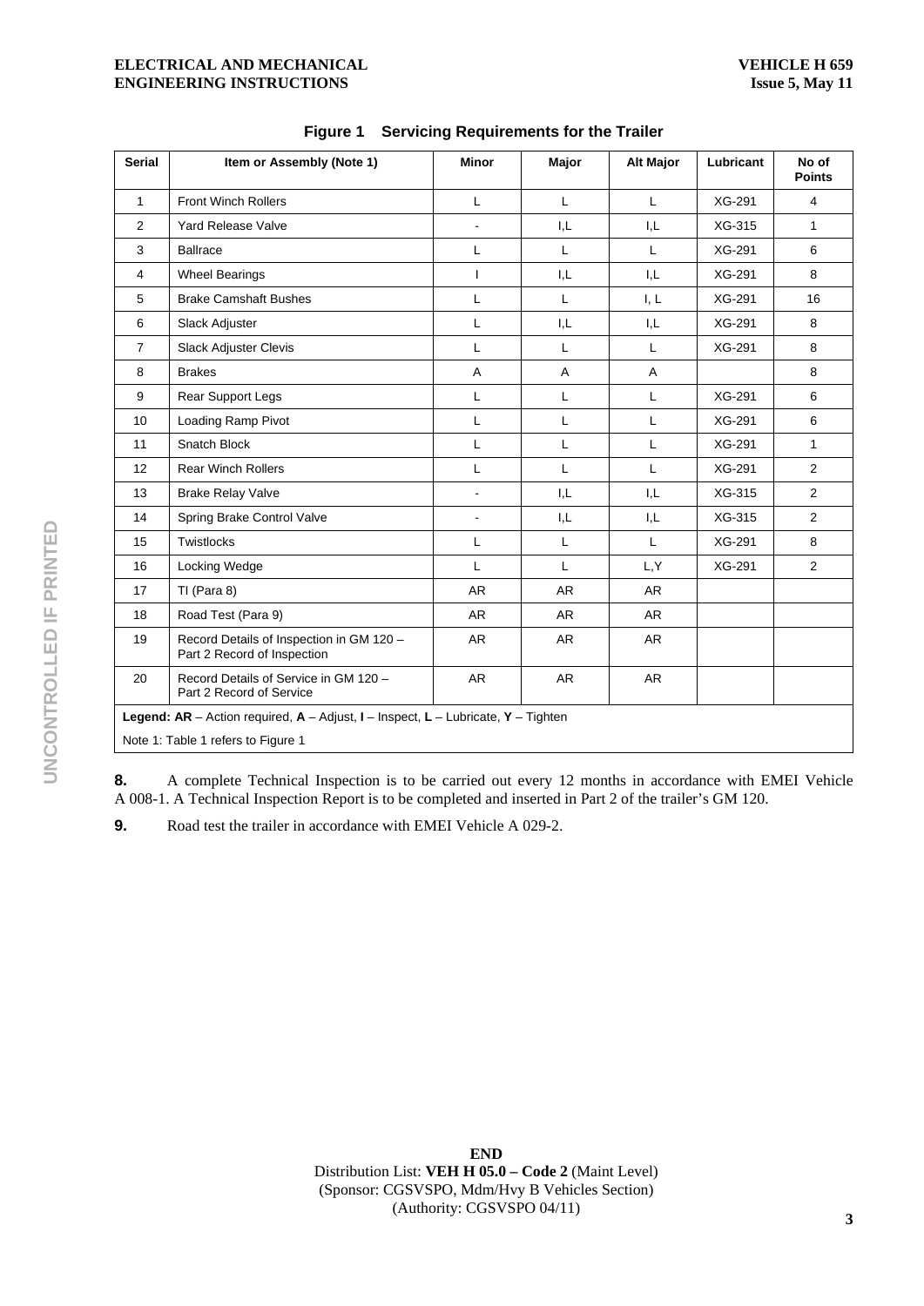**Figure 1 Servicing Requirements for the Trailer**

| Serial | Item or Assembly (Note 1) | Minor | Major | Alt Major | Lubricant | No of Points |
|---|---|---|---|---|---|---|
| 1 | Front Winch Rollers | L | L | L | XG-291 | 4 |
| 2 | Yard Release Valve | - | I,L | I,L | XG-315 | 1 |
| 3 | Ballrace | L | L | L | XG-291 | 6 |
| 4 | Wheel Bearings | I | I,L | I,L | XG-291 | 8 |
| 5 | Brake Camshaft Bushes | L | L | I, L | XG-291 | 16 |
| 6 | Slack Adjuster | L | I,L | I,L | XG-291 | 8 |
| 7 | Slack Adjuster Clevis | L | L | L | XG-291 | 8 |
| 8 | Brakes | A | A | A | | 8 |
| 9 | Rear Support Legs | L | L | L | XG-291 | 6 |
| 10 | Loading Ramp Pivot | L | L | L | XG-291 | 6 |
| 11 | Snatch Block | L | L | L | XG-291 | 1 |
| 12 | Rear Winch Rollers | L | L | L | XG-291 | 2 |
| 13 | Brake Relay Valve | - | I,L | I,L | XG-315 | 2 |
| 14 | Spring Brake Control Valve | - | I,L | I,L | XG-315 | 2 |
| 15 | Twistlocks | L | L | L | XG-291 | 8 |
| 16 | Locking Wedge | L | L | L,Y | XG-291 | 2 |
| 17 | TI (Para 8) | AR | AR | AR | | |
| 18 | Road Test (Para 9) | AR | AR | AR | | |
| 19 | Record Details of Inspection in GM 120 – Part 2 Record of Inspection | AR | AR | AR | | |
| 20 | Record Details of Service in GM 120 – Part 2 Record of Service | AR | AR | AR | | |

**Legend: AR** – Action required, **A** – Adjust, **I** – Inspect, **L** – Lubricate, **Y** – Tighten

Note 1: Table 1 refers to Figure 1

**8.** A complete Technical Inspection is to be carried out every 12 months in accordance with EMEI Vehicle A 008-1. A Technical Inspection Report is to be completed and inserted in Part 2 of the trailer's GM 120.

**9.** Road test the trailer in accordance with EMEI Vehicle A 029-2.

**END**

Distribution List: **VEH H 05.0 – Code 2** (Maint Level)
(Sponsor: CGSVSPO, Mdm/Hvy B Vehicles Section)
(Authority: CGSVSPO 04/11)